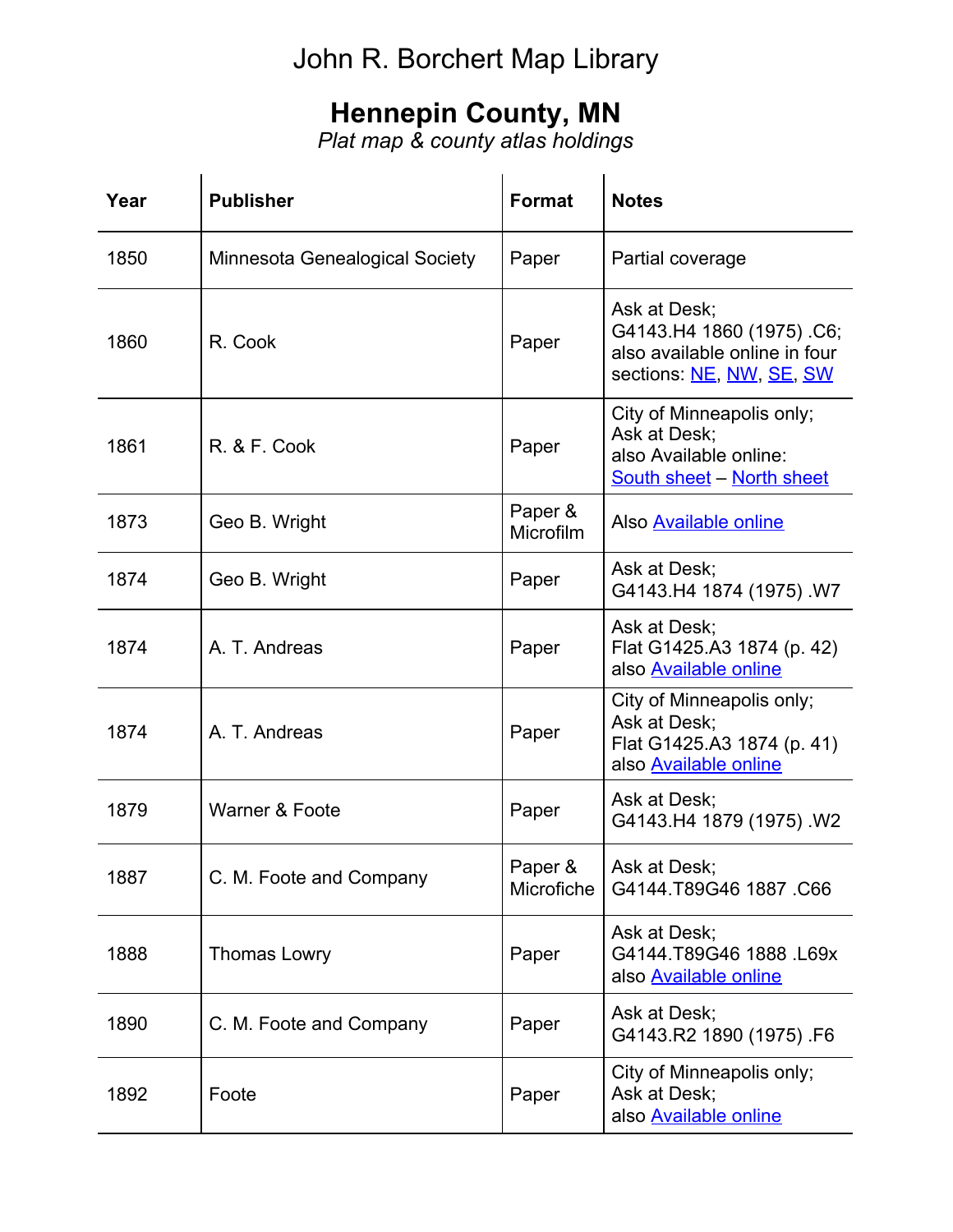# John R. Borchert Map Library

## Hennepin County, MN

*Plat map & county atlas holdings*

| Year | Publisher | Format | Notes |
|---|---|---|---|
| 1850 | Minnesota Genealogical Society | Paper | Partial coverage |
| 1860 | R. Cook | Paper | Ask at Desk; G4143.H4 1860 (1975) .C6; also available online in four sections: NE, NW, SE, SW |
| 1861 | R. & F. Cook | Paper | City of Minneapolis only; Ask at Desk; also Available online: South sheet – North sheet |
| 1873 | Geo B. Wright | Paper & Microfilm | Also Available online |
| 1874 | Geo B. Wright | Paper | Ask at Desk; G4143.H4 1874 (1975) .W7 |
| 1874 | A. T. Andreas | Paper | Ask at Desk; Flat G1425.A3 1874 (p. 42) also Available online |
| 1874 | A. T. Andreas | Paper | City of Minneapolis only; Ask at Desk; Flat G1425.A3 1874 (p. 41) also Available online |
| 1879 | Warner & Foote | Paper | Ask at Desk; G4143.H4 1879 (1975) .W2 |
| 1887 | C. M. Foote and Company | Paper & Microfiche | Ask at Desk; G4144.T89G46 1887 .C66 |
| 1888 | Thomas Lowry | Paper | Ask at Desk; G4144.T89G46 1888 .L69x also Available online |
| 1890 | C. M. Foote and Company | Paper | Ask at Desk; G4143.R2 1890 (1975) .F6 |
| 1892 | Foote | Paper | City of Minneapolis only; Ask at Desk; also Available online |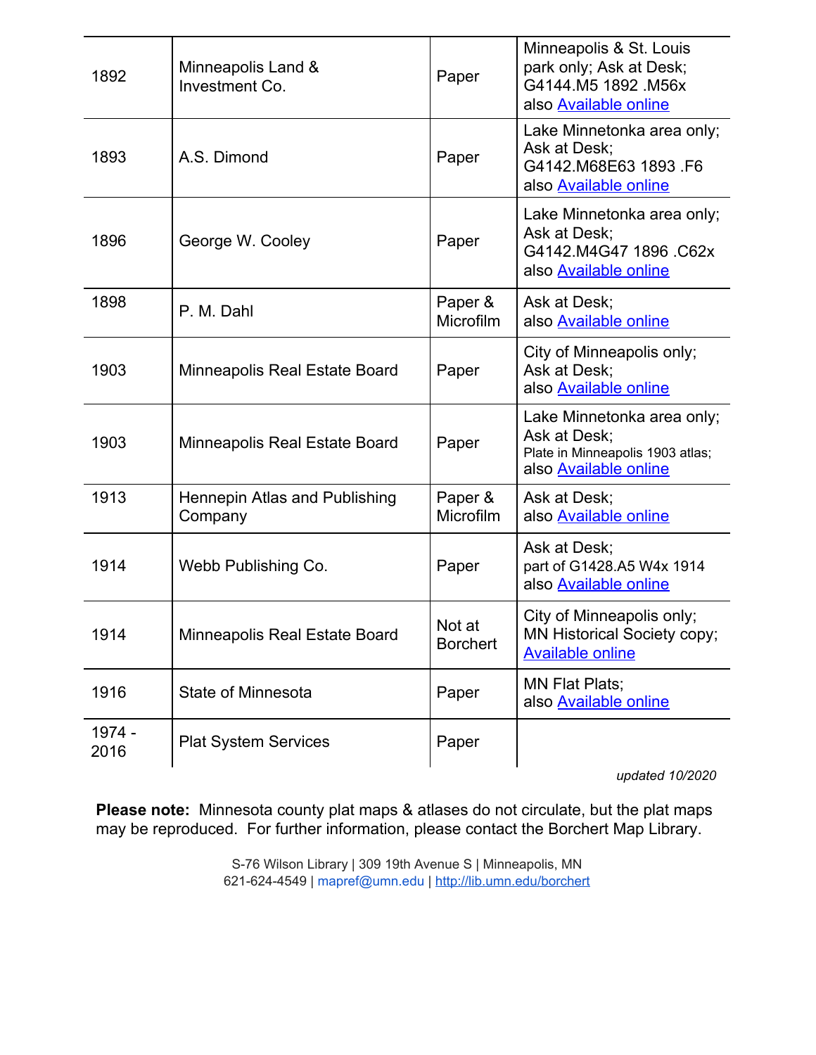| | | | |
|---|---|---|---|
| 1892 | Minneapolis Land & Investment Co. | Paper | Minneapolis & St. Louis park only; Ask at Desk; G4144.M5 1892 .M56x also Available online |
| 1893 | A.S. Dimond | Paper | Lake Minnetonka area only; Ask at Desk; G4142.M68E63 1893 .F6 also Available online |
| 1896 | George W. Cooley | Paper | Lake Minnetonka area only; Ask at Desk; G4142.M4G47 1896 .C62x also Available online |
| 1898 | P. M. Dahl | Paper & Microfilm | Ask at Desk; also Available online |
| 1903 | Minneapolis Real Estate Board | Paper | City of Minneapolis only; Ask at Desk; also Available online |
| 1903 | Minneapolis Real Estate Board | Paper | Lake Minnetonka area only; Ask at Desk; Plate in Minneapolis 1903 atlas; also Available online |
| 1913 | Hennepin Atlas and Publishing Company | Paper & Microfilm | Ask at Desk; also Available online |
| 1914 | Webb Publishing Co. | Paper | Ask at Desk; part of G1428.A5 W4x 1914 also Available online |
| 1914 | Minneapolis Real Estate Board | Not at Borchert | City of Minneapolis only; MN Historical Society copy; Available online |
| 1916 | State of Minnesota | Paper | MN Flat Plats; also Available online |
| 1974 - 2016 | Plat System Services | Paper | |

*updated 10/2020*

**Please note:** Minnesota county plat maps & atlases do not circulate, but the plat maps may be reproduced. For further information, please contact the Borchert Map Library.

S-76 Wilson Library | 309 19th Avenue S | Minneapolis, MN
621-624-4549 | mapref@umn.edu | http://lib.umn.edu/borchert